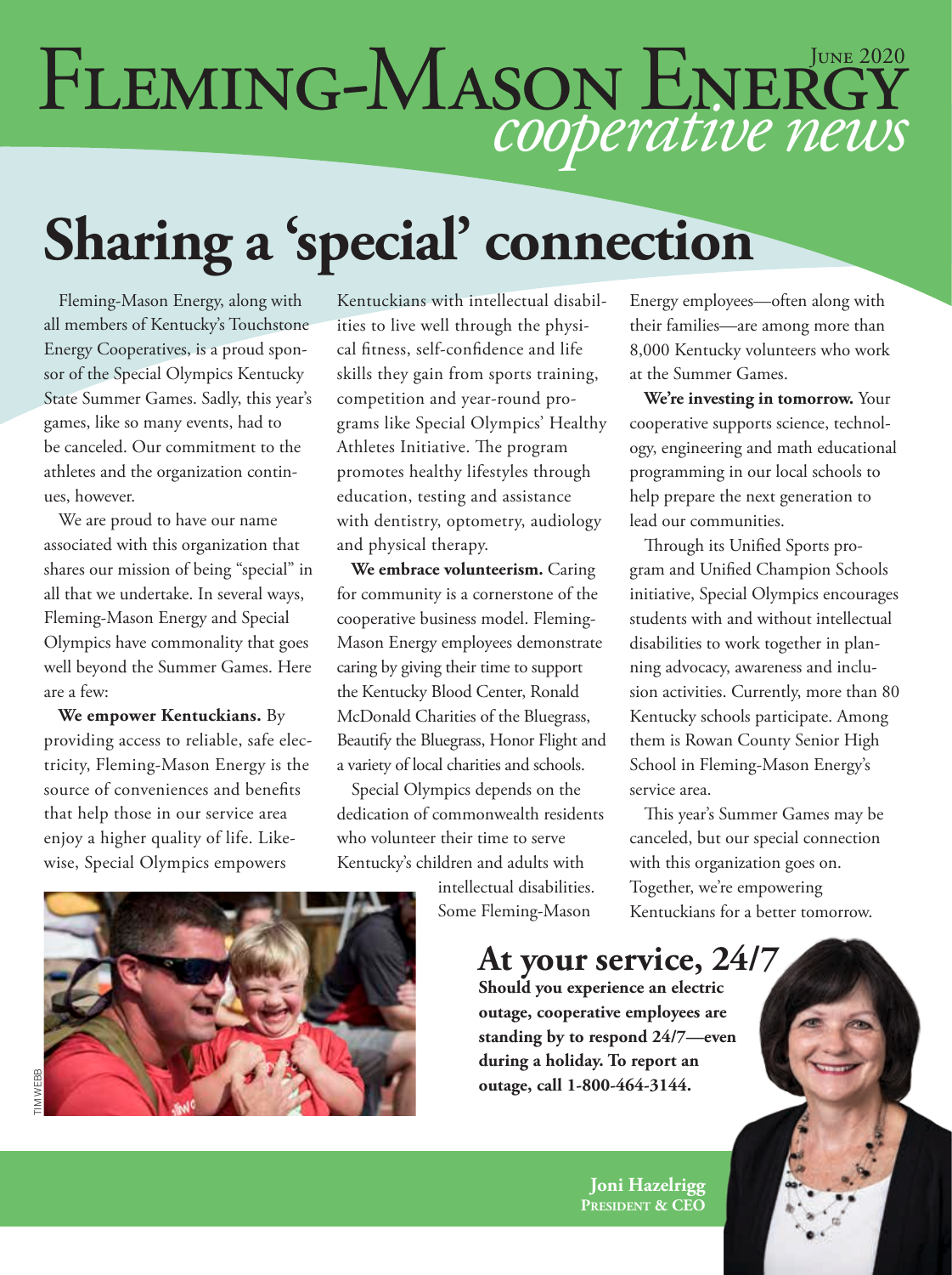# Fleming-Mason Energy *cooperative news*

June 2020

# Sharing a 'special' connection

Fleming-Mason Energy, along with all members of Kentucky's Touchstone Energy Cooperatives, is a proud sponsor of the Special Olympics Kentucky State Summer Games. Sadly, this year's games, like so many events, had to be canceled. Our commitment to the athletes and the organization continues, however.

We are proud to have our name associated with this organization that shares our mission of being "special" in all that we undertake. In several ways, Fleming-Mason Energy and Special Olympics have commonality that goes well beyond the Summer Games. Here are a few:

**We empower Kentuckians.** By providing access to reliable, safe electricity, Fleming-Mason Energy is the source of conveniences and benefits that help those in our service area enjoy a higher quality of life. Likewise, Special Olympics empowers Kentuckians with intellectual disabilities to live well through the physical fitness, self-confidence and life skills they gain from sports training, competition and year-round programs like Special Olympics' Healthy Athletes Initiative. The program promotes healthy lifestyles through education, testing and assistance with dentistry, optometry, audiology and physical therapy.

**We embrace volunteerism.** Caring for community is a cornerstone of the cooperative business model. Fleming-Mason Energy employees demonstrate caring by giving their time to support the Kentucky Blood Center, Ronald McDonald Charities of the Bluegrass, Beautify the Bluegrass, Honor Flight and a variety of local charities and schools.

Special Olympics depends on the dedication of commonwealth residents who volunteer their time to serve Kentucky's children and adults with intellectual disabilities. Some Fleming-Mason Energy employees—often along with their families—are among more than 8,000 Kentucky volunteers who work at the Summer Games.

**We're investing in tomorrow.** Your cooperative supports science, technology, engineering and math educational programming in our local schools to help prepare the next generation to lead our communities.

Through its Unified Sports program and Unified Champion Schools initiative, Special Olympics encourages students with and without intellectual disabilities to work together in planning advocacy, awareness and inclusion activities. Currently, more than 80 Kentucky schools participate. Among them is Rowan County Senior High School in Fleming-Mason Energy's service area.

This year's Summer Games may be canceled, but our special connection with this organization goes on. Together, we're empowering Kentuckians for a better tomorrow.

TIM WEBB

## At your service, 24/7

**Should you experience an electric outage, cooperative employees are standing by to respond 24/7—even during a holiday. To report an outage, call 1-800-464-3144.**

**Joni Hazelrigg**
**President & CEO**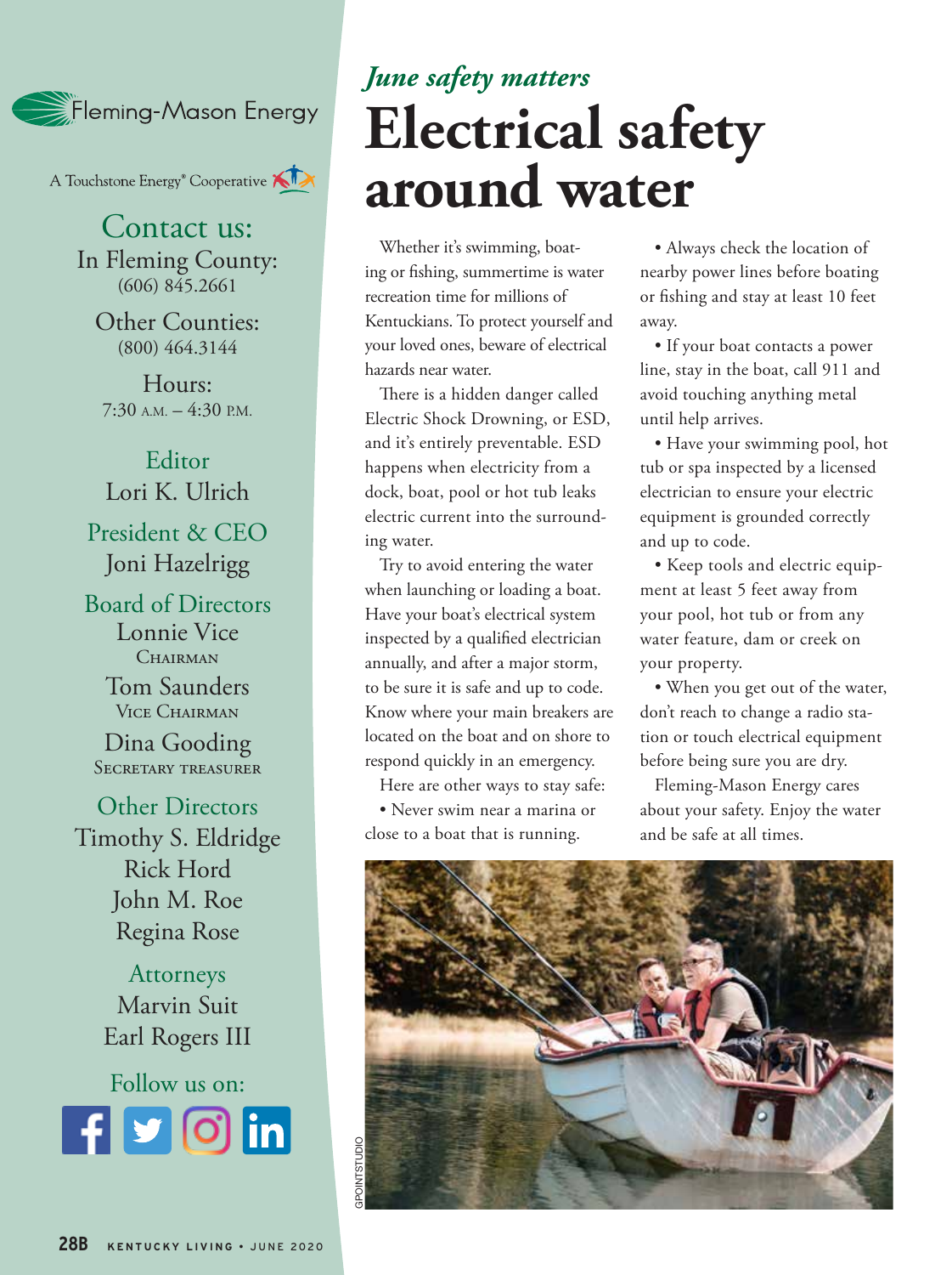Fleming-Mason Energy

A Touchstone Energy® Cooperative

**Contact us:**

In Fleming County:
(606) 845.2661

Other Counties:
(800) 464.3144

Hours:
7:30 A.M. – 4:30 P.M.

**Editor**
Lori K. Ulrich

**President & CEO**
Joni Hazelrigg

**Board of Directors**
Lonnie Vice
Chairman

Tom Saunders
Vice Chairman

Dina Gooding
Secretary Treasurer

**Other Directors**
Timothy S. Eldridge
Rick Hord
John M. Roe
Regina Rose

**Attorneys**
Marvin Suit
Earl Rogers III

**Follow us on:**

*June safety matters*

# Electrical safety around water

Whether it's swimming, boating or fishing, summertime is water recreation time for millions of Kentuckians. To protect yourself and your loved ones, beware of electrical hazards near water.

There is a hidden danger called Electric Shock Drowning, or ESD, and it's entirely preventable. ESD happens when electricity from a dock, boat, pool or hot tub leaks electric current into the surrounding water.

Try to avoid entering the water when launching or loading a boat. Have your boat's electrical system inspected by a qualified electrician annually, and after a major storm, to be sure it is safe and up to code. Know where your main breakers are located on the boat and on shore to respond quickly in an emergency.

Here are other ways to stay safe:

- Never swim near a marina or close to a boat that is running.
- Always check the location of nearby power lines before boating or fishing and stay at least 10 feet away.
- If your boat contacts a power line, stay in the boat, call 911 and avoid touching anything metal until help arrives.
- Have your swimming pool, hot tub or spa inspected by a licensed electrician to ensure your electric equipment is grounded correctly and up to code.
- Keep tools and electric equipment at least 5 feet away from your pool, hot tub or from any water feature, dam or creek on your property.
- When you get out of the water, don't reach to change a radio station or touch electrical equipment before being sure you are dry.

Fleming-Mason Energy cares about your safety. Enjoy the water and be safe at all times.

GPOINTSTUDIO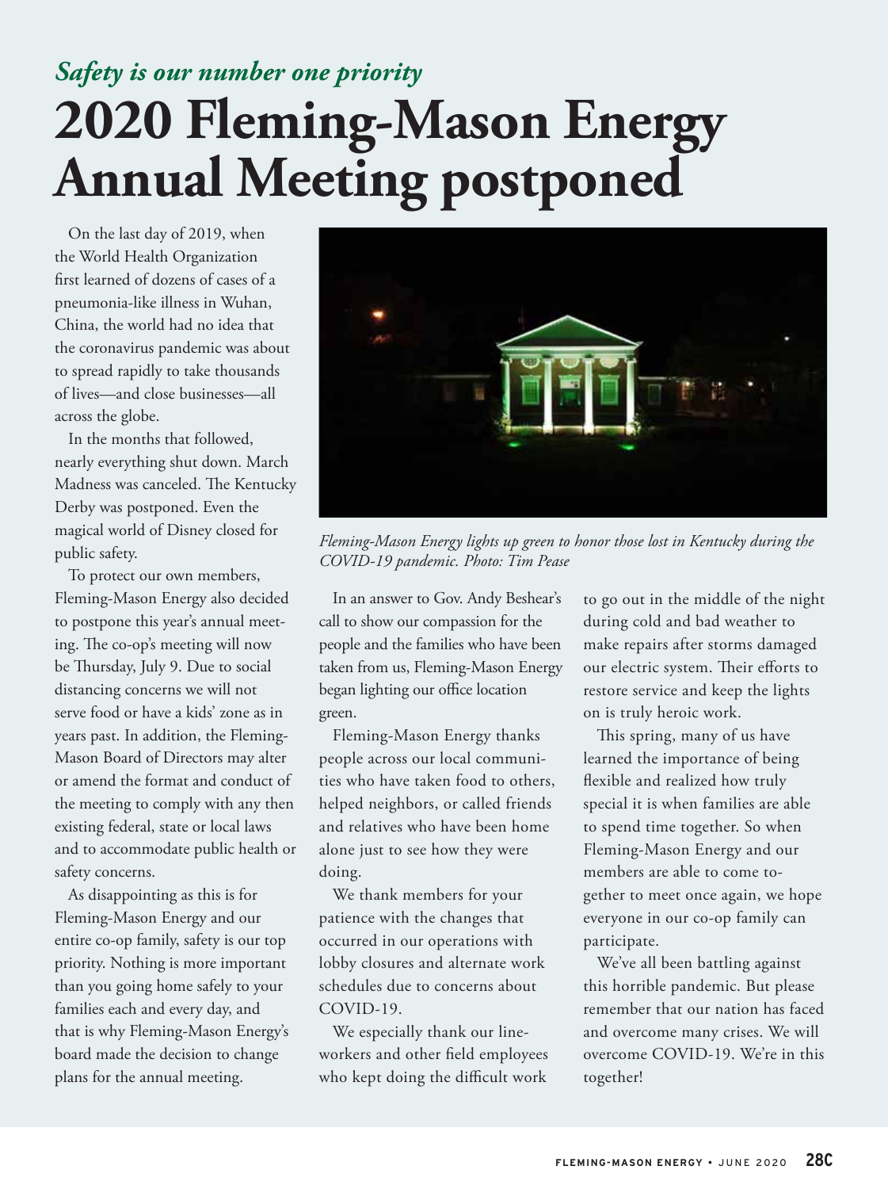*Safety is our number one priority*

# 2020 Fleming-Mason Energy Annual Meeting postponed

On the last day of 2019, when the World Health Organization first learned of dozens of cases of a pneumonia-like illness in Wuhan, China, the world had no idea that the coronavirus pandemic was about to spread rapidly to take thousands of lives—and close businesses—all across the globe.

In the months that followed, nearly everything shut down. March Madness was canceled. The Kentucky Derby was postponed. Even the magical world of Disney closed for public safety.

To protect our own members, Fleming-Mason Energy also decided to postpone this year's annual meeting. The co-op's meeting will now be Thursday, July 9. Due to social distancing concerns we will not serve food or have a kids' zone as in years past. In addition, the Fleming-Mason Board of Directors may alter or amend the format and conduct of the meeting to comply with any then existing federal, state or local laws and to accommodate public health or safety concerns.

As disappointing as this is for Fleming-Mason Energy and our entire co-op family, safety is our top priority. Nothing is more important than you going home safely to your families each and every day, and that is why Fleming-Mason Energy's board made the decision to change plans for the annual meeting.

*Fleming-Mason Energy lights up green to honor those lost in Kentucky during the COVID-19 pandemic. Photo: Tim Pease*

In an answer to Gov. Andy Beshear's call to show our compassion for the people and the families who have been taken from us, Fleming-Mason Energy began lighting our office location green.

Fleming-Mason Energy thanks people across our local communities who have taken food to others, helped neighbors, or called friends and relatives who have been home alone just to see how they were doing.

We thank members for your patience with the changes that occurred in our operations with lobby closures and alternate work schedules due to concerns about COVID-19.

We especially thank our lineworkers and other field employees who kept doing the difficult work to go out in the middle of the night during cold and bad weather to make repairs after storms damaged our electric system. Their efforts to restore service and keep the lights on is truly heroic work.

This spring, many of us have learned the importance of being flexible and realized how truly special it is when families are able to spend time together. So when Fleming-Mason Energy and our members are able to come together to meet once again, we hope everyone in our co-op family can participate.

We've all been battling against this horrible pandemic. But please remember that our nation has faced and overcome many crises. We will overcome COVID-19. We're in this together!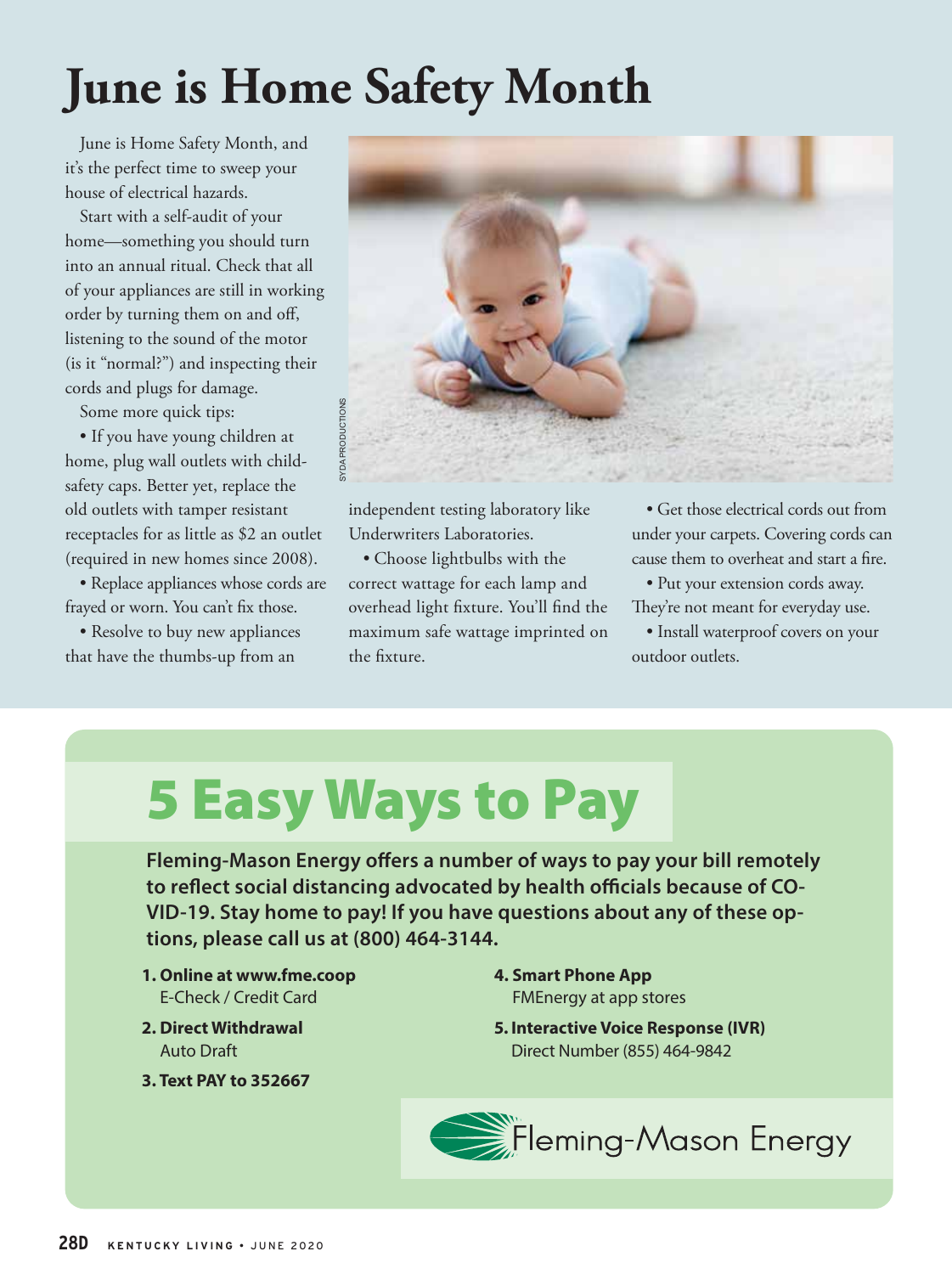# June is Home Safety Month

June is Home Safety Month, and it's the perfect time to sweep your house of electrical hazards.

Start with a self-audit of your home—something you should turn into an annual ritual. Check that all of your appliances are still in working order by turning them on and off, listening to the sound of the motor (is it "normal?") and inspecting their cords and plugs for damage.

Some more quick tips:

- If you have young children at home, plug wall outlets with child-safety caps. Better yet, replace the old outlets with tamper resistant receptacles for as little as $2 an outlet (required in new homes since 2008).
- Replace appliances whose cords are frayed or worn. You can't fix those.
- Resolve to buy new appliances that have the thumbs-up from an independent testing laboratory like Underwriters Laboratories.
- Choose lightbulbs with the correct wattage for each lamp and overhead light fixture. You'll find the maximum safe wattage imprinted on the fixture.
- Get those electrical cords out from under your carpets. Covering cords can cause them to overheat and start a fire.
- Put your extension cords away. They're not meant for everyday use.
- Install waterproof covers on your outdoor outlets.

SYDA PRODUCTIONS

# 5 Easy Ways to Pay

**Fleming-Mason Energy offers a number of ways to pay your bill remotely to reflect social distancing advocated by health officials because of CO-VID-19. Stay home to pay! If you have questions about any of these options, please call us at (800) 464-3144.**

1. **Online at www.fme.coop**
   E-Check / Credit Card
2. **Direct Withdrawal**
   Auto Draft
3. **Text PAY to 352667**
4. **Smart Phone App**
   FMEnergy at app stores
5. **Interactive Voice Response (IVR)**
   Direct Number (855) 464-9842

Fleming-Mason Energy